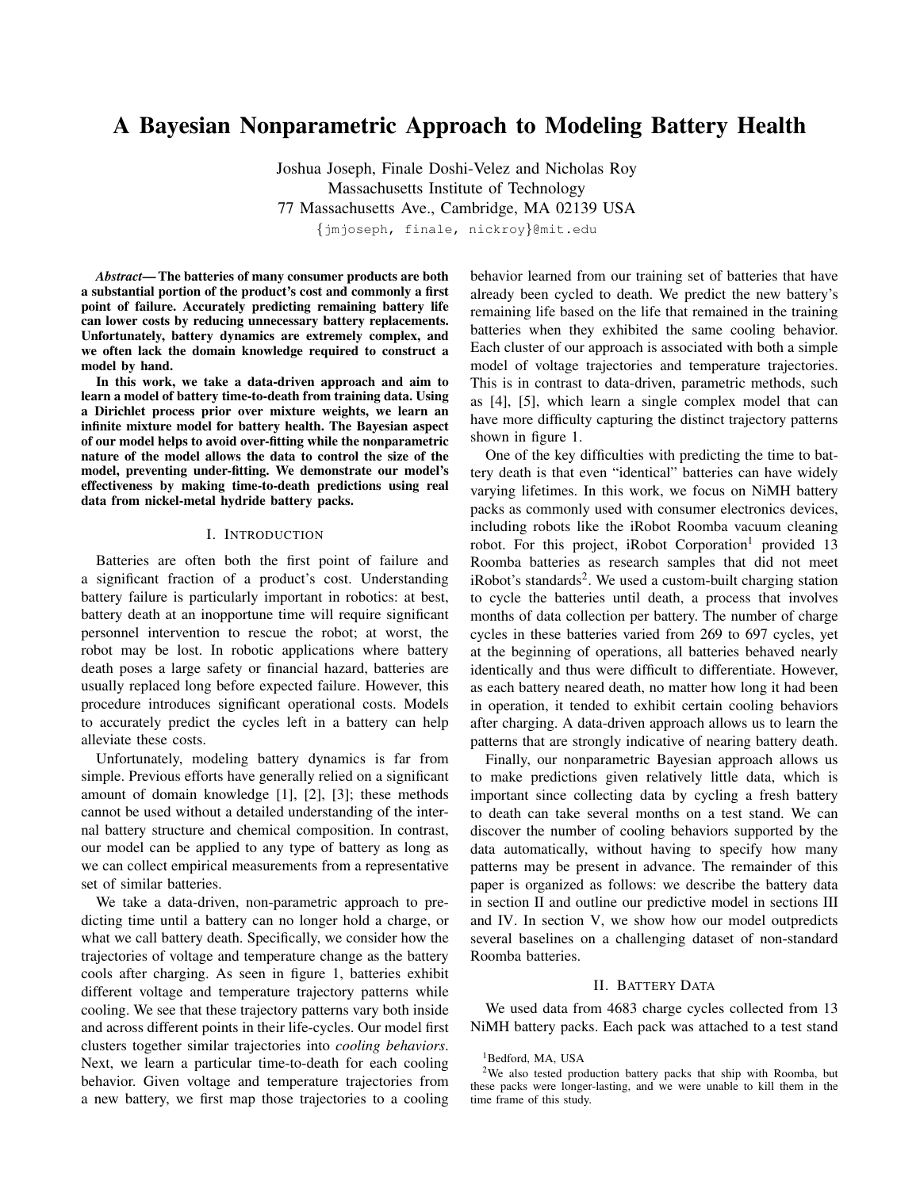# A Bayesian Nonparametric Approach to Modeling Battery Health

Joshua Joseph, Finale Doshi-Velez and Nicholas Roy
Massachusetts Institute of Technology
77 Massachusetts Ave., Cambridge, MA 02139 USA
{jmjoseph, finale, nickroy}@mit.edu

***Abstract*— The batteries of many consumer products are both a substantial portion of the product's cost and commonly a first point of failure. Accurately predicting remaining battery life can lower costs by reducing unnecessary battery replacements. Unfortunately, battery dynamics are extremely complex, and we often lack the domain knowledge required to construct a model by hand.**

**In this work, we take a data-driven approach and aim to learn a model of battery time-to-death from training data. Using a Dirichlet process prior over mixture weights, we learn an infinite mixture model for battery health. The Bayesian aspect of our model helps to avoid over-fitting while the nonparametric nature of the model allows the data to control the size of the model, preventing under-fitting. We demonstrate our model's effectiveness by making time-to-death predictions using real data from nickel-metal hydride battery packs.**

## I. Introduction

Batteries are often both the first point of failure and a significant fraction of a product's cost. Understanding battery failure is particularly important in robotics: at best, battery death at an inopportune time will require significant personnel intervention to rescue the robot; at worst, the robot may be lost. In robotic applications where battery death poses a large safety or financial hazard, batteries are usually replaced long before expected failure. However, this procedure introduces significant operational costs. Models to accurately predict the cycles left in a battery can help alleviate these costs.

Unfortunately, modeling battery dynamics is far from simple. Previous efforts have generally relied on a significant amount of domain knowledge [1], [2], [3]; these methods cannot be used without a detailed understanding of the internal battery structure and chemical composition. In contrast, our model can be applied to any type of battery as long as we can collect empirical measurements from a representative set of similar batteries.

We take a data-driven, non-parametric approach to predicting time until a battery can no longer hold a charge, or what we call battery death. Specifically, we consider how the trajectories of voltage and temperature change as the battery cools after charging. As seen in figure 1, batteries exhibit different voltage and temperature trajectory patterns while cooling. We see that these trajectory patterns vary both inside and across different points in their life-cycles. Our model first clusters together similar trajectories into *cooling behaviors*. Next, we learn a particular time-to-death for each cooling behavior. Given voltage and temperature trajectories from a new battery, we first map those trajectories to a cooling behavior learned from our training set of batteries that have already been cycled to death. We predict the new battery's remaining life based on the life that remained in the training batteries when they exhibited the same cooling behavior. Each cluster of our approach is associated with both a simple model of voltage trajectories and temperature trajectories. This is in contrast to data-driven, parametric methods, such as [4], [5], which learn a single complex model that can have more difficulty capturing the distinct trajectory patterns shown in figure 1.

One of the key difficulties with predicting the time to battery death is that even "identical" batteries can have widely varying lifetimes. In this work, we focus on NiMH battery packs as commonly used with consumer electronics devices, including robots like the iRobot Roomba vacuum cleaning robot. For this project, iRobot Corporation[1] provided 13 Roomba batteries as research samples that did not meet iRobot's standards[2]. We used a custom-built charging station to cycle the batteries until death, a process that involves months of data collection per battery. The number of charge cycles in these batteries varied from 269 to 697 cycles, yet at the beginning of operations, all batteries behaved nearly identically and thus were difficult to differentiate. However, as each battery neared death, no matter how long it had been in operation, it tended to exhibit certain cooling behaviors after charging. A data-driven approach allows us to learn the patterns that are strongly indicative of nearing battery death.

Finally, our nonparametric Bayesian approach allows us to make predictions given relatively little data, which is important since collecting data by cycling a fresh battery to death can take several months on a test stand. We can discover the number of cooling behaviors supported by the data automatically, without having to specify how many patterns may be present in advance. The remainder of this paper is organized as follows: we describe the battery data in section II and outline our predictive model in sections III and IV. In section V, we show how our model outpredicts several baselines on a challenging dataset of non-standard Roomba batteries.

## II. Battery Data

We used data from 4683 charge cycles collected from 13 NiMH battery packs. Each pack was attached to a test stand

[1] Bedford, MA, USA

[2] We also tested production battery packs that ship with Roomba, but these packs were longer-lasting, and we were unable to kill them in the time frame of this study.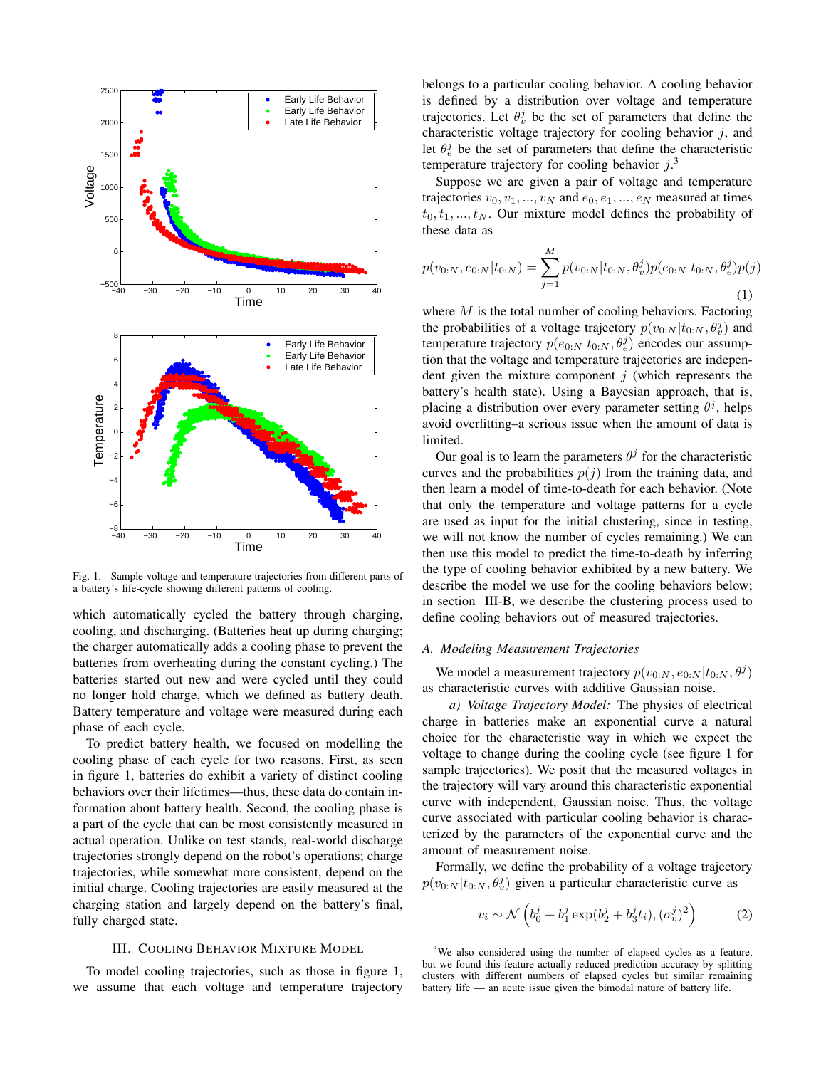Fig. 1. Sample voltage and temperature trajectories from different parts of a battery's life-cycle showing different patterns of cooling.

which automatically cycled the battery through charging, cooling, and discharging. (Batteries heat up during charging; the charger automatically adds a cooling phase to prevent the batteries from overheating during the constant cycling.) The batteries started out new and were cycled until they could no longer hold charge, which we defined as battery death. Battery temperature and voltage were measured during each phase of each cycle.

To predict battery health, we focused on modelling the cooling phase of each cycle for two reasons. First, as seen in figure 1, batteries do exhibit a variety of distinct cooling behaviors over their lifetimes—thus, these data do contain information about battery health. Second, the cooling phase is a part of the cycle that can be most consistently measured in actual operation. Unlike on test stands, real-world discharge trajectories strongly depend on the robot's operations; charge trajectories, while somewhat more consistent, depend on the initial charge. Cooling trajectories are easily measured at the charging station and largely depend on the battery's final, fully charged state.

## III. Cooling Behavior Mixture Model

To model cooling trajectories, such as those in figure 1, we assume that each voltage and temperature trajectory belongs to a particular cooling behavior. A cooling behavior is defined by a distribution over voltage and temperature trajectories. Let $\theta_v^j$ be the set of parameters that define the characteristic voltage trajectory for cooling behavior $j$, and let $\theta_e^j$ be the set of parameters that define the characteristic temperature trajectory for cooling behavior $j$.[3]

Suppose we are given a pair of voltage and temperature trajectories $v_0, v_1, ..., v_N$ and $e_0, e_1, ..., e_N$ measured at times $t_0, t_1, ..., t_N$. Our mixture model defines the probability of these data as

$$p(v_{0:N}, e_{0:N}|t_{0:N}) = \sum_{j=1}^{M} p(v_{0:N}|t_{0:N}, \theta_v^j)p(e_{0:N}|t_{0:N}, \theta_e^j)p(j) \quad (1)$$

where $M$ is the total number of cooling behaviors. Factoring the probabilities of a voltage trajectory $p(v_{0:N}|t_{0:N}, \theta_v^j)$ and temperature trajectory $p(e_{0:N}|t_{0:N}, \theta_e^j)$ encodes our assumption that the voltage and temperature trajectories are independent given the mixture component $j$ (which represents the battery's health state). Using a Bayesian approach, that is, placing a distribution over every parameter setting $\theta^j$, helps avoid overfitting–a serious issue when the amount of data is limited.

Our goal is to learn the parameters $\theta^j$ for the characteristic curves and the probabilities $p(j)$ from the training data, and then learn a model of time-to-death for each behavior. (Note that only the temperature and voltage patterns for a cycle are used as input for the initial clustering, since in testing, we will not know the number of cycles remaining.) We can then use this model to predict the time-to-death by inferring the type of cooling behavior exhibited by a new battery. We describe the model we use for the cooling behaviors below; in section III-B, we describe the clustering process used to define cooling behaviors out of measured trajectories.

### *A. Modeling Measurement Trajectories*

We model a measurement trajectory $p(v_{0:N}, e_{0:N}|t_{0:N}, \theta^j)$ as characteristic curves with additive Gaussian noise.

*a) Voltage Trajectory Model:* The physics of electrical charge in batteries make an exponential curve a natural choice for the characteristic way in which we expect the voltage to change during the cooling cycle (see figure 1 for sample trajectories). We posit that the measured voltages in the trajectory will vary around this characteristic exponential curve with independent, Gaussian noise. Thus, the voltage curve associated with particular cooling behavior is characterized by the parameters of the exponential curve and the amount of measurement noise.

Formally, we define the probability of a voltage trajectory $p(v_{0:N}|t_{0:N}, \theta_v^j)$ given a particular characteristic curve as

$$v_i \sim \mathcal{N}\left(b_0^j + b_1^j \exp(b_2^j + b_3^j t_i), (\sigma_v^j)^2\right) \quad (2)$$

[3]We also considered using the number of elapsed cycles as a feature, but we found this feature actually reduced prediction accuracy by splitting clusters with different numbers of elapsed cycles but similar remaining battery life — an acute issue given the bimodal nature of battery life.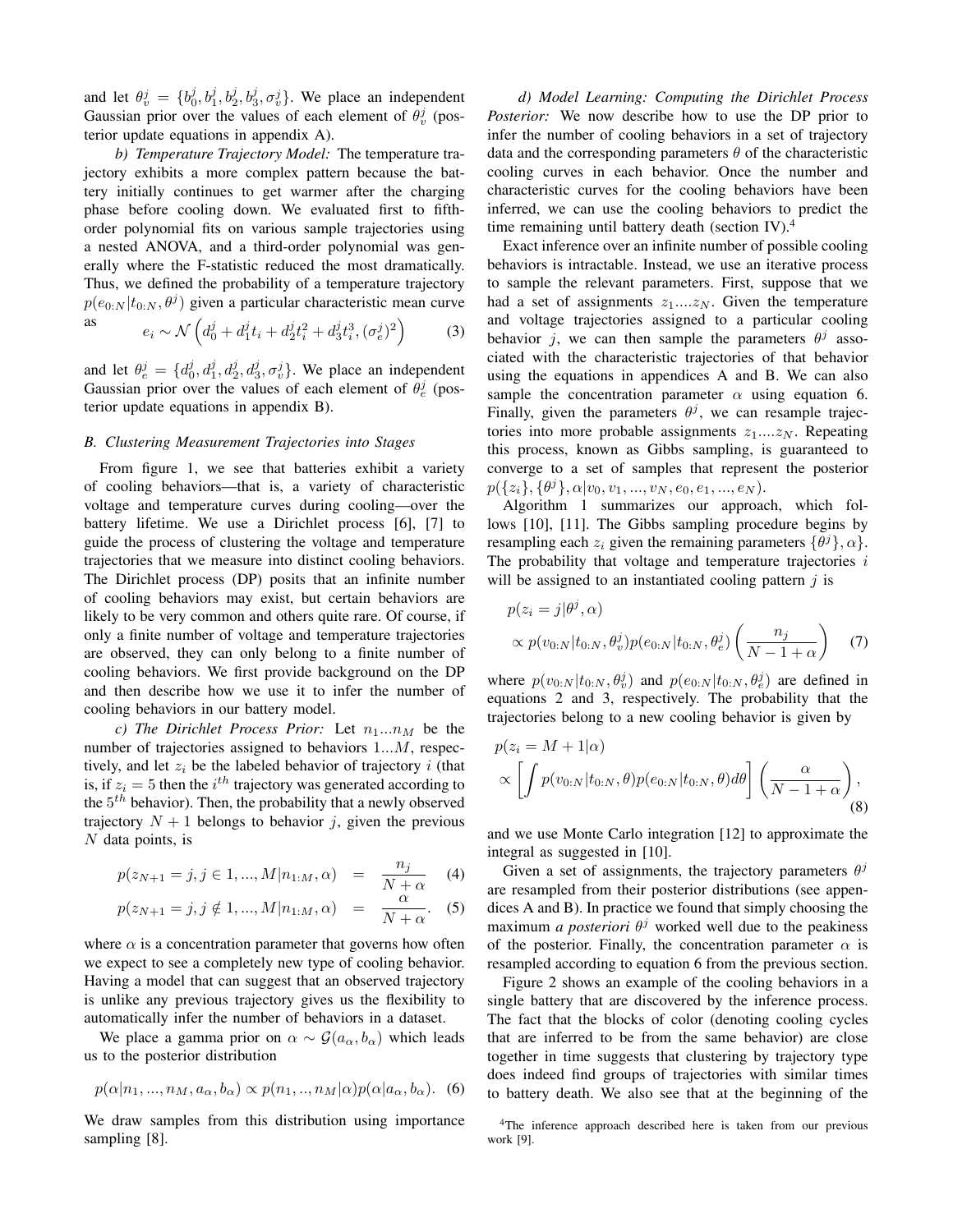and let $\theta_v^j = \{b_0^j, b_1^j, b_2^j, b_3^j, \sigma_v^j\}$. We place an independent Gaussian prior over the values of each element of $\theta_v^j$ (posterior update equations in appendix A).

*b) Temperature Trajectory Model:* The temperature trajectory exhibits a more complex pattern because the battery initially continues to get warmer after the charging phase before cooling down. We evaluated first to fifth-order polynomial fits on various sample trajectories using a nested ANOVA, and a third-order polynomial was generally where the F-statistic reduced the most dramatically. Thus, we defined the probability of a temperature trajectory $p(e_{0:N}|t_{0:N}, \theta^j)$ given a particular characteristic mean curve as

$$e_i \sim \mathcal{N}\left(d_0^j + d_1^j t_i + d_2^j t_i^2 + d_3^j t_i^3, (\sigma_e^j)^2\right) \quad (3)$$

and let $\theta_e^j = \{d_0^j, d_1^j, d_2^j, d_3^j, \sigma_v^j\}$. We place an independent Gaussian prior over the values of each element of $\theta_e^j$ (posterior update equations in appendix B).

### B. Clustering Measurement Trajectories into Stages

From figure 1, we see that batteries exhibit a variety of cooling behaviors—that is, a variety of characteristic voltage and temperature curves during cooling—over the battery lifetime. We use a Dirichlet process [6], [7] to guide the process of clustering the voltage and temperature trajectories that we measure into distinct cooling behaviors. The Dirichlet process (DP) posits that an infinite number of cooling behaviors may exist, but certain behaviors are likely to be very common and others quite rare. Of course, if only a finite number of voltage and temperature trajectories are observed, they can only belong to a finite number of cooling behaviors. We first provide background on the DP and then describe how we use it to infer the number of cooling behaviors in our battery model.

*c) The Dirichlet Process Prior:* Let $n_1 ... n_M$ be the number of trajectories assigned to behaviors $1...M$, respectively, and let $z_i$ be the labeled behavior of trajectory $i$ (that is, if $z_i = 5$ then the $i^{th}$ trajectory was generated according to the $5^{th}$ behavior). Then, the probability that a newly observed trajectory $N + 1$ belongs to behavior $j$, given the previous $N$ data points, is

$$p(z_{N+1} = j, j \in 1, ..., M | n_{1:M}, \alpha) = \frac{n_j}{N + \alpha} \quad (4)$$

$$p(z_{N+1} = j, j \notin 1, ..., M | n_{1:M}, \alpha) = \frac{\alpha}{N + \alpha}. \quad (5)$$

where $\alpha$ is a concentration parameter that governs how often we expect to see a completely new type of cooling behavior. Having a model that can suggest that an observed trajectory is unlike any previous trajectory gives us the flexibility to automatically infer the number of behaviors in a dataset.

We place a gamma prior on $\alpha \sim \mathcal{G}(a_\alpha, b_\alpha)$ which leads us to the posterior distribution

$$p(\alpha | n_1, ..., n_M, a_\alpha, b_\alpha) \propto p(n_1, .., n_M | \alpha) p(\alpha | a_\alpha, b_\alpha). \quad (6)$$

We draw samples from this distribution using importance sampling [8].

*d) Model Learning: Computing the Dirichlet Process Posterior:* We now describe how to use the DP prior to infer the number of cooling behaviors in a set of trajectory data and the corresponding parameters $\theta$ of the characteristic cooling curves in each behavior. Once the number and characteristic curves for the cooling behaviors have been inferred, we can use the cooling behaviors to predict the time remaining until battery death (section IV).[4]

Exact inference over an infinite number of possible cooling behaviors is intractable. Instead, we use an iterative process to sample the relevant parameters. First, suppose that we had a set of assignments $z_1 .... z_N$. Given the temperature and voltage trajectories assigned to a particular cooling behavior $j$, we can then sample the parameters $\theta^j$ associated with the characteristic trajectories of that behavior using the equations in appendices A and B. We can also sample the concentration parameter $\alpha$ using equation 6. Finally, given the parameters $\theta^j$, we can resample trajectories into more probable assignments $z_1 .... z_N$. Repeating this process, known as Gibbs sampling, is guaranteed to converge to a set of samples that represent the posterior $p(\{z_i\}, \{\theta^j\}, \alpha | v_0, v_1, ..., v_N, e_0, e_1, ..., e_N)$.

Algorithm 1 summarizes our approach, which follows [10], [11]. The Gibbs sampling procedure begins by resampling each $z_i$ given the remaining parameters $\{\theta^j\}, \alpha\}$. The probability that voltage and temperature trajectories $i$ will be assigned to an instantiated cooling pattern $j$ is

$$\begin{aligned} &p(z_i = j | \theta^j, \alpha) \\ &\propto p(v_{0:N} | t_{0:N}, \theta_v^j) p(e_{0:N} | t_{0:N}, \theta_e^j) \left( \frac{n_j}{N - 1 + \alpha} \right) \end{aligned} \quad (7)$$

where $p(v_{0:N}|t_{0:N}, \theta_v^j)$ and $p(e_{0:N}|t_{0:N}, \theta_e^j)$ are defined in equations 2 and 3, respectively. The probability that the trajectories belong to a new cooling behavior is given by

$$\begin{aligned} &p(z_i = M + 1 | \alpha) \\ &\propto \left[ \int p(v_{0:N} | t_{0:N}, \theta) p(e_{0:N} | t_{0:N}, \theta) d\theta \right] \left( \frac{\alpha}{N - 1 + \alpha} \right), \end{aligned} \quad (8)$$

and we use Monte Carlo integration [12] to approximate the integral as suggested in [10].

Given a set of assignments, the trajectory parameters $\theta^j$ are resampled from their posterior distributions (see appendices A and B). In practice we found that simply choosing the maximum *a posteriori* $\theta^j$ worked well due to the peakiness of the posterior. Finally, the concentration parameter $\alpha$ is resampled according to equation 6 from the previous section.

Figure 2 shows an example of the cooling behaviors in a single battery that are discovered by the inference process. The fact that the blocks of color (denoting cooling cycles that are inferred to be from the same behavior) are close together in time suggests that clustering by trajectory type does indeed find groups of trajectories with similar times to battery death. We also see that at the beginning of the

[4] The inference approach described here is taken from our previous work [9].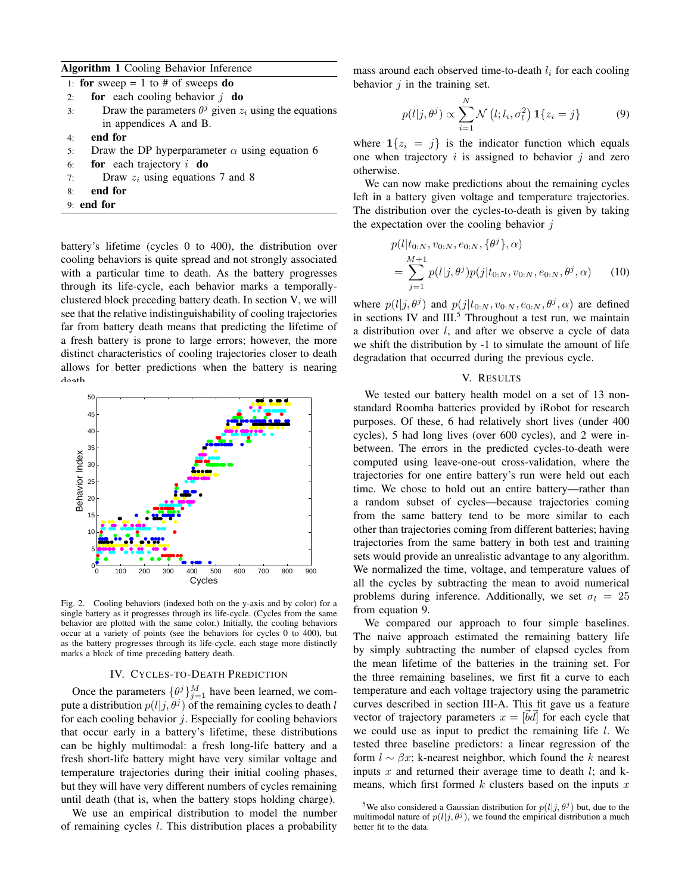**Algorithm 1** Cooling Behavior Inference

```
1: for sweep = 1 to # of sweeps do
2:     for each cooling behavior j do
3:         Draw the parameters θ^j given z_i using the equations
           in appendices A and B.
4:     end for
5:     Draw the DP hyperparameter α using equation 6
6:     for each trajectory i do
7:         Draw z_i using equations 7 and 8
8:     end for
9: end for
```

battery's lifetime (cycles 0 to 400), the distribution over cooling behaviors is quite spread and not strongly associated with a particular time to death. As the battery progresses through its life-cycle, each behavior marks a temporally-clustered block preceding battery death. In section V, we will see that the relative indistinguishability of cooling trajectories far from battery death means that predicting the lifetime of a fresh battery is prone to large errors; however, the more distinct characteristics of cooling trajectories closer to death allows for better predictions when the battery is nearing death.

Fig. 2. Cooling behaviors (indexed both on the y-axis and by color) for a single battery as it progresses through its life-cycle. (Cycles from the same behavior are plotted with the same color.) Initially, the cooling behaviors occur at a variety of points (see the behaviors for cycles 0 to 400), but as the battery progresses through its life-cycle, each stage more distinctly marks a block of time preceding battery death.

## IV. Cycles-to-Death Prediction

Once the parameters $\{\theta^j\}_{j=1}^M$ have been learned, we compute a distribution $p(l|j,\theta^j)$ of the remaining cycles to death $l$ for each cooling behavior $j$. Especially for cooling behaviors that occur early in a battery's lifetime, these distributions can be highly multimodal: a fresh long-life battery and a fresh short-life battery might have very similar voltage and temperature trajectories during their initial cooling phases, but they will have very different numbers of cycles remaining until death (that is, when the battery stops holding charge).

We use an empirical distribution to model the number of remaining cycles $l$. This distribution places a probability mass around each observed time-to-death $l_i$ for each cooling behavior $j$ in the training set.

$$p(l|j,\theta^j) \propto \sum_{i=1}^{N} \mathcal{N}\left(l; l_i, \sigma_l^2\right) \mathbf{1}\{z_i = j\} \tag{9}$$

where $\mathbf{1}\{z_i = j\}$ is the indicator function which equals one when trajectory $i$ is assigned to behavior $j$ and zero otherwise.

We can now make predictions about the remaining cycles left in a battery given voltage and temperature trajectories. The distribution over the cycles-to-death is given by taking the expectation over the cooling behavior $j$

$$\begin{aligned} p(l|t_{0:N}, v_{0:N}, e_{0:N}, \{\theta^j\}, \alpha) \\ = \sum_{j=1}^{M+1} p(l|j,\theta^j) p(j|t_{0:N}, v_{0:N}, e_{0:N}, \theta^j, \alpha) \end{aligned} \tag{10}$$

where $p(l|j,\theta^j)$ and $p(j|t_{0:N}, v_{0:N}, e_{0:N}, \theta^j, \alpha)$ are defined in sections IV and III.[5] Throughout a test run, we maintain a distribution over $l$, and after we observe a cycle of data we shift the distribution by -1 to simulate the amount of life degradation that occurred during the previous cycle.

## V. Results

We tested our battery health model on a set of 13 non-standard Roomba batteries provided by iRobot for research purposes. Of these, 6 had relatively short lives (under 400 cycles), 5 had long lives (over 600 cycles), and 2 were in-between. The errors in the predicted cycles-to-death were computed using leave-one-out cross-validation, where the trajectories for one entire battery's run were held out each time. We chose to hold out an entire battery—rather than a random subset of cycles—because trajectories coming from the same battery tend to be more similar to each other than trajectories coming from different batteries; having trajectories from the same battery in both test and training sets would provide an unrealistic advantage to any algorithm. We normalized the time, voltage, and temperature values of all the cycles by subtracting the mean to avoid numerical problems during inference. Additionally, we set $\sigma_l = 25$ from equation 9.

We compared our approach to four simple baselines. The naive approach estimated the remaining battery life by simply subtracting the number of elapsed cycles from the mean lifetime of the batteries in the training set. For the three remaining baselines, we first fit a curve to each temperature and each voltage trajectory using the parametric curves described in section III-A. This fit gave us a feature vector of trajectory parameters $x = [\vec{b}\vec{d}]$ for each cycle that we could use as input to predict the remaining life $l$. We tested three baseline predictors: a linear regression of the form $l \sim \beta x$; k-nearest neighbor, which found the $k$ nearest inputs $x$ and returned their average time to death $l$; and k-means, which first formed $k$ clusters based on the inputs $x$

[5] We also considered a Gaussian distribution for $p(l|j,\theta^j)$ but, due to the multimodal nature of $p(l|j,\theta^j)$, we found the empirical distribution a much better fit to the data.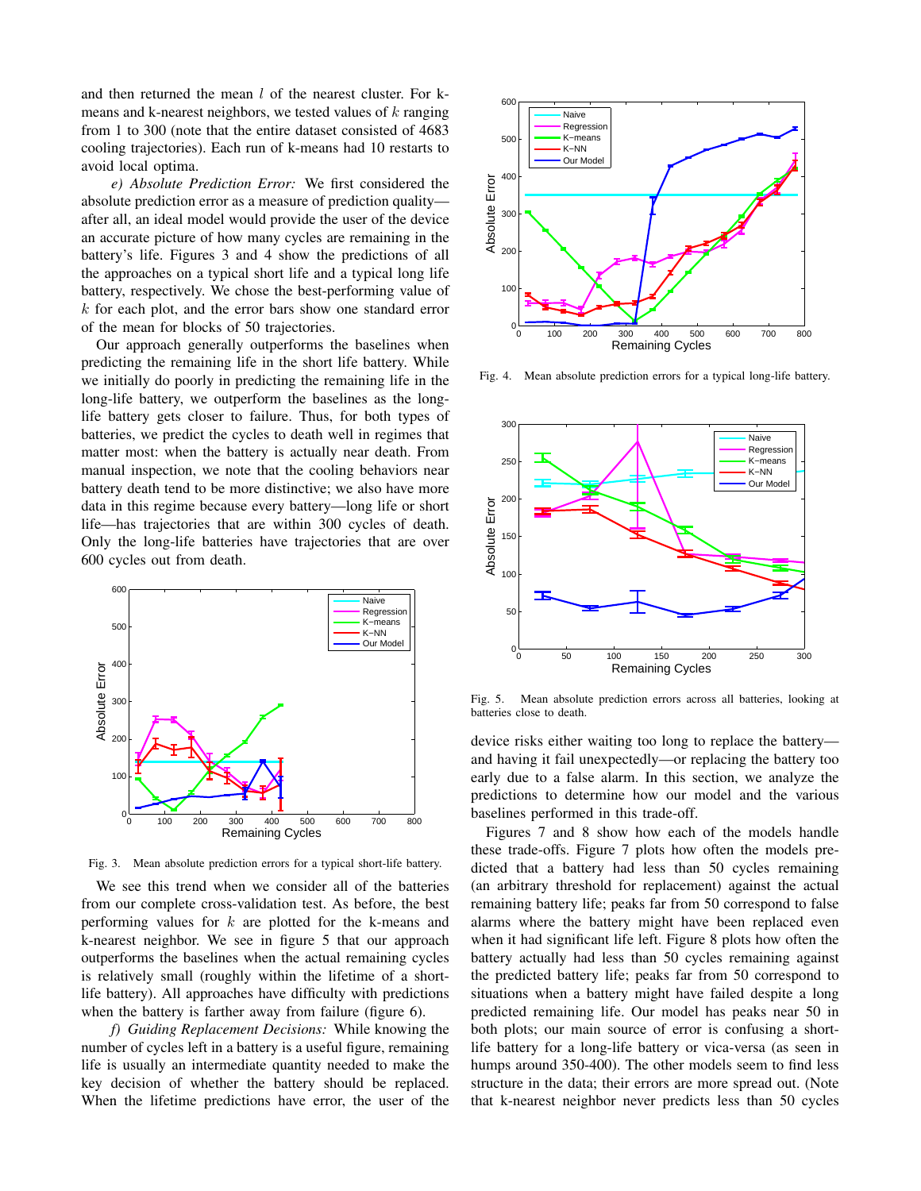and then returned the mean $l$ of the nearest cluster. For k-means and k-nearest neighbors, we tested values of $k$ ranging from 1 to 300 (note that the entire dataset consisted of 4683 cooling trajectories). Each run of k-means had 10 restarts to avoid local optima.

*e) Absolute Prediction Error:* We first considered the absolute prediction error as a measure of prediction quality—after all, an ideal model would provide the user of the device an accurate picture of how many cycles are remaining in the battery's life. Figures 3 and 4 show the predictions of all the approaches on a typical short life and a typical long life battery, respectively. We chose the best-performing value of $k$ for each plot, and the error bars show one standard error of the mean for blocks of 50 trajectories.

Our approach generally outperforms the baselines when predicting the remaining life in the short life battery. While we initially do poorly in predicting the remaining life in the long-life battery, we outperform the baselines as the long-life battery gets closer to failure. Thus, for both types of batteries, we predict the cycles to death well in regimes that matter most: when the battery is actually near death. From manual inspection, we note that the cooling behaviors near battery death tend to be more distinctive; we also have more data in this regime because every battery—long life or short life—has trajectories that are within 300 cycles of death. Only the long-life batteries have trajectories that are over 600 cycles out from death.

Fig. 3. Mean absolute prediction errors for a typical short-life battery.

We see this trend when we consider all of the batteries from our complete cross-validation test. As before, the best performing values for $k$ are plotted for the k-means and k-nearest neighbor. We see in figure 5 that our approach outperforms the baselines when the actual remaining cycles is relatively small (roughly within the lifetime of a short-life battery). All approaches have difficulty with predictions when the battery is farther away from failure (figure 6).

*f) Guiding Replacement Decisions:* While knowing the number of cycles left in a battery is a useful figure, remaining life is usually an intermediate quantity needed to make the key decision of whether the battery should be replaced. When the lifetime predictions have error, the user of the device risks either waiting too long to replace the battery—and having it fail unexpectedly—or replacing the battery too early due to a false alarm. In this section, we analyze the predictions to determine how our model and the various baselines performed in this trade-off.

Fig. 4. Mean absolute prediction errors for a typical long-life battery.

Fig. 5. Mean absolute prediction errors across all batteries, looking at batteries close to death.

Figures 7 and 8 show how each of the models handle these trade-offs. Figure 7 plots how often the models predicted that a battery had less than 50 cycles remaining (an arbitrary threshold for replacement) against the actual remaining battery life; peaks far from 50 correspond to false alarms where the battery might have been replaced even when it had significant life left. Figure 8 plots how often the battery actually had less than 50 cycles remaining against the predicted battery life; peaks far from 50 correspond to situations when a battery might have failed despite a long predicted remaining life. Our model has peaks near 50 in both plots; our main source of error is confusing a short-life battery for a long-life battery or vica-versa (as seen in humps around 350-400). The other models seem to find less structure in the data; their errors are more spread out. (Note that k-nearest neighbor never predicts less than 50 cycles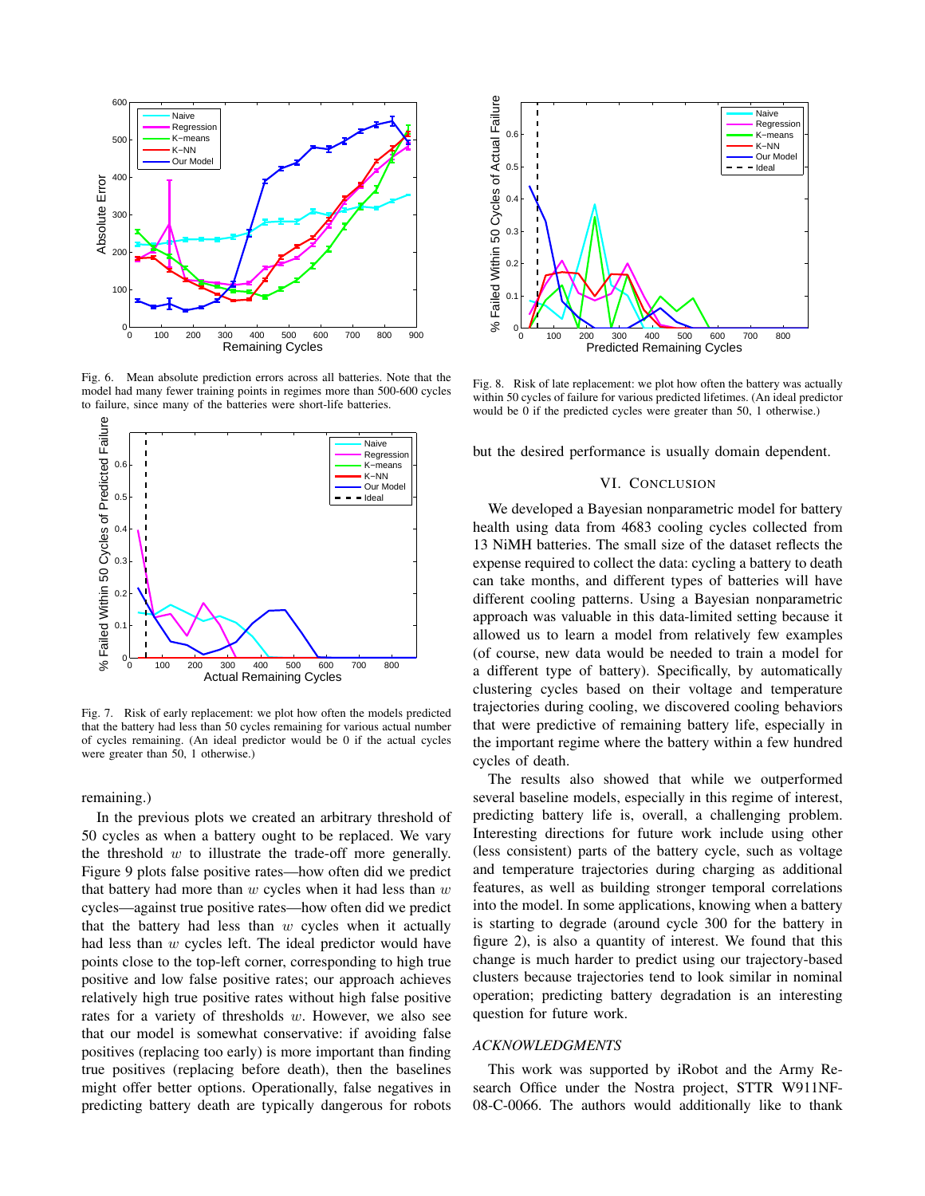Fig. 6. Mean absolute prediction errors across all batteries. Note that the model had many fewer training points in regimes more than 500-600 cycles to failure, since many of the batteries were short-life batteries.

Fig. 7. Risk of early replacement: we plot how often the models predicted that the battery had less than 50 cycles remaining for various actual number of cycles remaining. (An ideal predictor would be 0 if the actual cycles were greater than 50, 1 otherwise.)

remaining.)

In the previous plots we created an arbitrary threshold of 50 cycles as when a battery ought to be replaced. We vary the threshold $w$ to illustrate the trade-off more generally. Figure 9 plots false positive rates—how often did we predict that battery had more than $w$ cycles when it had less than $w$ cycles—against true positive rates—how often did we predict that the battery had less than $w$ cycles when it actually had less than $w$ cycles left. The ideal predictor would have points close to the top-left corner, corresponding to high true positive and low false positive rates; our approach achieves relatively high true positive rates without high false positive rates for a variety of thresholds $w$. However, we also see that our model is somewhat conservative: if avoiding false positives (replacing too early) is more important than finding true positives (replacing before death), then the baselines might offer better options. Operationally, false negatives in predicting battery death are typically dangerous for robots but the desired performance is usually domain dependent.

Fig. 8. Risk of late replacement: we plot how often the battery was actually within 50 cycles of failure for various predicted lifetimes. (An ideal predictor would be 0 if the predicted cycles were greater than 50, 1 otherwise.)

## VI. Conclusion

We developed a Bayesian nonparametric model for battery health using data from 4683 cooling cycles collected from 13 NiMH batteries. The small size of the dataset reflects the expense required to collect the data: cycling a battery to death can take months, and different types of batteries will have different cooling patterns. Using a Bayesian nonparametric approach was valuable in this data-limited setting because it allowed us to learn a model from relatively few examples (of course, new data would be needed to train a model for a different type of battery). Specifically, by automatically clustering cycles based on their voltage and temperature trajectories during cooling, we discovered cooling behaviors that were predictive of remaining battery life, especially in the important regime where the battery within a few hundred cycles of death.

The results also showed that while we outperformed several baseline models, especially in this regime of interest, predicting battery life is, overall, a challenging problem. Interesting directions for future work include using other (less consistent) parts of the battery cycle, such as voltage and temperature trajectories during charging as additional features, as well as building stronger temporal correlations into the model. In some applications, knowing when a battery is starting to degrade (around cycle 300 for the battery in figure 2), is also a quantity of interest. We found that this change is much harder to predict using our trajectory-based clusters because trajectories tend to look similar in nominal operation; predicting battery degradation is an interesting question for future work.

### Acknowledgments

This work was supported by iRobot and the Army Research Office under the Nostra project, STTR W911NF-08-C-0066. The authors would additionally like to thank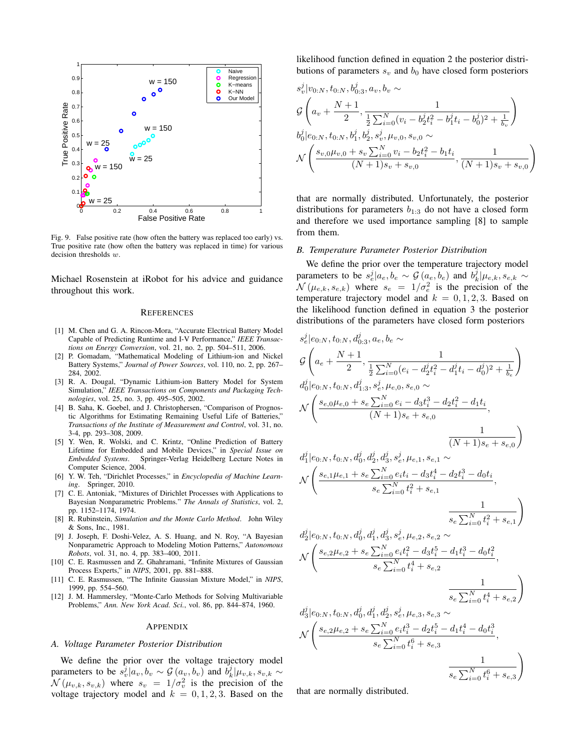1

0.9

0.8

0.7

0.6

0.5

0.4

0.3

0.2

0.1

0

True Positive Rate

0 0.2 0.4 0.6 0.8 1

False Positive Rate

w = 150

w = 150

w = 25

w = 25

w = 150

w = 25

Naive

Regression

K-means

K-NN

Our Model

Fig. 9. False positive rate (how often the battery was replaced too early) vs. True positive rate (how often the battery was replaced in time) for various decision thresholds $w$.

Michael Rosenstein at iRobot for his advice and guidance throughout this work.

## References

[1] M. Chen and G. A. Rincon-Mora, "Accurate Electrical Battery Model Capable of Predicting Runtime and I-V Performance," *IEEE Transactions on Energy Conversion*, vol. 21, no. 2, pp. 504–511, 2006.

[2] P. Gomadam, "Mathematical Modeling of Lithium-ion and Nickel Battery Systems," *Journal of Power Sources*, vol. 110, no. 2, pp. 267–284, 2002.

[3] R. A. Dougal, "Dynamic Lithium-ion Battery Model for System Simulation," *IEEE Transactions on Components and Packaging Technologies*, vol. 25, no. 3, pp. 495–505, 2002.

[4] B. Saha, K. Goebel, and J. Christophersen, "Comparison of Prognostic Algorithms for Estimating Remaining Useful Life of Batteries," *Transactions of the Institute of Measurement and Control*, vol. 31, no. 3-4, pp. 293–308, 2009.

[5] Y. Wen, R. Wolski, and C. Krintz, "Online Prediction of Battery Lifetime for Embedded and Mobile Devices," in *Special Issue on Embedded Systems*. Springer-Verlag Heidelberg Lecture Notes in Computer Science, 2004.

[6] Y. W. Teh, "Dirichlet Processes," in *Encyclopedia of Machine Learning*. Springer, 2010.

[7] C. E. Antoniak, "Mixtures of Dirichlet Processes with Applications to Bayesian Nonparametric Problems." *The Annals of Statistics*, vol. 2, pp. 1152–1174, 1974.

[8] R. Rubinstein, *Simulation and the Monte Carlo Method*. John Wiley & Sons, Inc., 1981.

[9] J. Joseph, F. Doshi-Velez, A. S. Huang, and N. Roy, "A Bayesian Nonparametric Approach to Modeling Motion Patterns," *Autonomous Robots*, vol. 31, no. 4, pp. 383–400, 2011.

[10] C. E. Rasmussen and Z. Ghahramani, "Infinite Mixtures of Gaussian Process Experts," in *NIPS*, 2001, pp. 881–888.

[11] C. E. Rasmussen, "The Infinite Gaussian Mixture Model," in *NIPS*, 1999, pp. 554–560.

[12] J. M. Hammersley, "Monte-Carlo Methods for Solving Multivariable Problems," *Ann. New York Acad. Sci.*, vol. 86, pp. 844–874, 1960.

## Appendix

### A. Voltage Parameter Posterior Distribution

We define the prior over the voltage trajectory model parameters to be $s_v^j | a_v, b_v \sim \mathcal{G}(a_v, b_v)$ and $b_k^j | \mu_{v,k}, s_{v,k} \sim \mathcal{N}(\mu_{v,k}, s_{v,k})$ where $s_v = 1/\sigma_v^2$ is the precision of the voltage trajectory model and $k = 0, 1, 2, 3$. Based on the likelihood function defined in equation 2 the posterior distributions of parameters $s_v$ and $b_0$ have closed form posteriors

$$
s_v^j | v_{0:N}, t_{0:N}, b_{0:3}^j, a_v, b_v \sim
$$

$$
\mathcal{G}\left(a_v + \frac{N+1}{2}, \frac{1}{\frac{1}{2}\sum_{i=0}^{N}(v_i - b_2^j t_i^2 - b_1^j t_i - b_0^j)^2 + \frac{1}{b_v}}\right)
$$

$$
b_0^j | e_{0:N}, t_{0:N}, b_1^j, b_2^j, s_v^j, \mu_{v,0}, s_{v,0} \sim
$$

$$
\mathcal{N}\left(\frac{s_{v,0}\mu_{v,0} + s_v \sum_{i=0}^{N} v_i - b_2 t_i^2 - b_1 t_i}{(N+1)s_v + s_{v,0}}, \frac{1}{(N+1)s_v + s_{v,0}}\right)
$$

that are normally distributed. Unfortunately, the posterior distributions for parameters $b_{1:3}$ do not have a closed form and therefore we used importance sampling [8] to sample from them.

### B. Temperature Parameter Posterior Distribution

We define the prior over the temperature trajectory model parameters to be $s_e^j | a_e, b_e \sim \mathcal{G}(a_e, b_e)$ and $b_k^j | \mu_{e,k}, s_{e,k} \sim \mathcal{N}(\mu_{e,k}, s_{e,k})$ where $s_e = 1/\sigma_e^2$ is the precision of the temperature trajectory model and $k = 0, 1, 2, 3$. Based on the likelihood function defined in equation 3 the posterior distributions of the parameters have closed form posteriors

$$
s_e^j | e_{0:N}, t_{0:N}, d_{0:3}^j, a_e, b_e \sim
$$

$$
\mathcal{G}\left(a_e + \frac{N+1}{2}, \frac{1}{\frac{1}{2}\sum_{i=0}^{N}(e_i - d_2^j t_i^2 - d_1^j t_i - d_0^j)^2 + \frac{1}{b_e}}\right)
$$

$$
d_0^j | e_{0:N}, t_{0:N}, d_{1:3}^j, s_e^j, \mu_{e,0}, s_{e,0} \sim
$$

$$
\mathcal{N}\left(\frac{s_{e,0}\mu_{e,0} + s_e \sum_{i=0}^{N} e_i - d_3 t_i^3 - d_2 t_i^2 - d_1 t_i}{(N+1)s_e + s_{e,0}}, \frac{1}{(N+1)s_e + s_{e,0}}\right)
$$

$$
d_1^j | e_{0:N}, t_{0:N}, d_0^j, d_2^j, d_3^j, s_e^j, \mu_{e,1}, s_{e,1} \sim
$$

$$
\mathcal{N}\left(\frac{s_{e,1}\mu_{e,1} + s_e \sum_{i=0}^{N} e_i t_i - d_3 t_i^4 - d_2 t_i^3 - d_0 t_i}{s_e \sum_{i=0}^{N} t_i^2 + s_{e,1}}, \frac{1}{s_e \sum_{i=0}^{N} t_i^2 + s_{e,1}}\right)
$$

$$
d_2^j | e_{0:N}, t_{0:N}, d_0^j, d_1^j, d_3^j, s_e^j, \mu_{e,2}, s_{e,2} \sim
$$

$$
\mathcal{N}\left(\frac{s_{e,2}\mu_{e,2} + s_e \sum_{i=0}^{N} e_i t_i^2 - d_3 t_i^5 - d_1 t_i^3 - d_0 t_i^2}{s_e \sum_{i=0}^{N} t_i^4 + s_{e,2}}, \frac{1}{s_e \sum_{i=0}^{N} t_i^4 + s_{e,2}}\right)
$$

$$
d_3^j | e_{0:N}, t_{0:N}, d_0^j, d_1^j, d_2^j, s_e^j, \mu_{e,3}, s_{e,3} \sim
$$

$$
\mathcal{N}\left(\frac{s_{e,2}\mu_{e,2} + s_e \sum_{i=0}^{N} e_i t_i^3 - d_2 t_i^5 - d_1 t_i^4 - d_0 t_i^3}{s_e \sum_{i=0}^{N} t_i^6 + s_{e,3}}, \frac{1}{s_e \sum_{i=0}^{N} t_i^6 + s_{e,3}}\right)
$$

that are normally distributed.